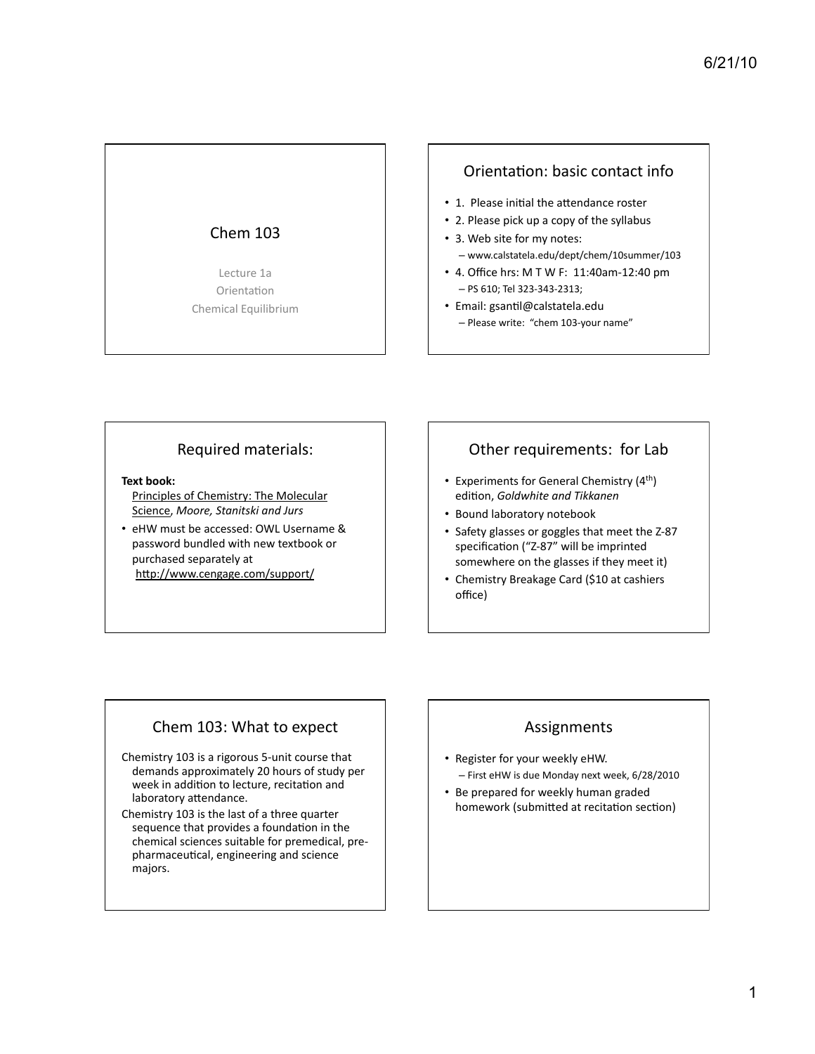## Chem 103

Lecture 1a
Orientation
Chemical Equilibrium

## Orientation: basic contact info

- 1. Please initial the attendance roster
- 2. Please pick up a copy of the syllabus
- 3. Web site for my notes:
  - www.calstatela.edu/dept/chem/10summer/103
- 4. Office hrs: M T W F: 11:40am-12:40 pm
  - PS 610; Tel 323-343-2313;
- Email: gsantil@calstatela.edu
  - Please write: "chem 103-your name"

## Required materials:

**Text book:**
Principles of Chemistry: The Molecular Science, *Moore, Stanitski and Jurs*

- eHW must be accessed: OWL Username & password bundled with new textbook or purchased separately at http://www.cengage.com/support/

## Other requirements: for Lab

- Experiments for General Chemistry (4th) edition, *Goldwhite and Tikkanen*
- Bound laboratory notebook
- Safety glasses or goggles that meet the Z-87 specification ("Z-87" will be imprinted somewhere on the glasses if they meet it)
- Chemistry Breakage Card ($10 at cashiers office)

## Chem 103: What to expect

Chemistry 103 is a rigorous 5-unit course that demands approximately 20 hours of study per week in addition to lecture, recitation and laboratory attendance.

Chemistry 103 is the last of a three quarter sequence that provides a foundation in the chemical sciences suitable for premedical, pre-pharmaceutical, engineering and science majors.

## Assignments

- Register for your weekly eHW.
  - First eHW is due Monday next week, 6/28/2010
- Be prepared for weekly human graded homework (submitted at recitation section)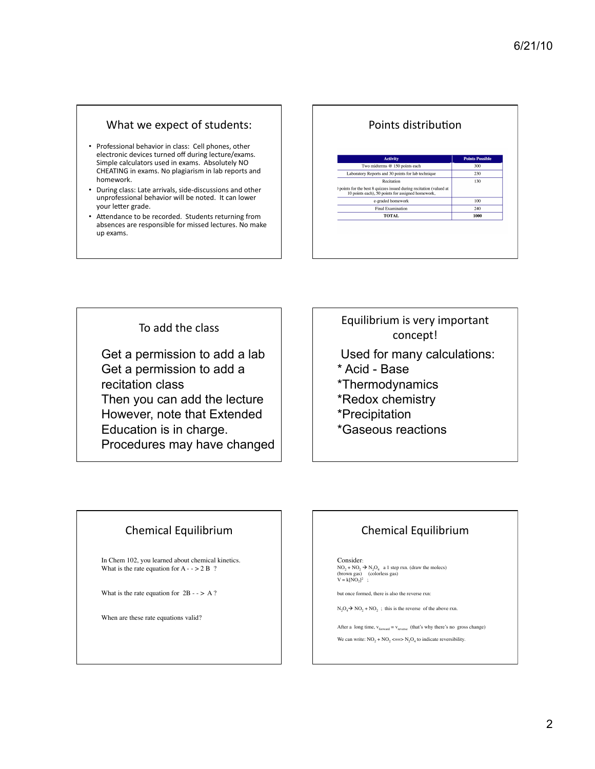## What we expect of students:

- Professional behavior in class: Cell phones, other electronic devices turned off during lecture/exams. Simple calculators used in exams. Absolutely NO CHEATING in exams. No plagiarism in lab reports and homework.
- During class: Late arrivals, side-discussions and other unprofessional behavior will be noted. It can lower your letter grade.
- Attendance to be recorded. Students returning from absences are responsible for missed lectures. No make up exams.

## Points distribution

| Activity | Points Possible |
|---|---|
| Two midterms @ 150 points each | 300 |
| Laboratory Reports and 30 points for lab technique | 230 |
| Recitation<br>) points for the best 8 quizzes issued during recitation (valued at 10 points each), 50 points for assigned homework, | 130 |
| e-graded homework | 100 |
| Final Examination | 240 |
| **TOTAL** | **1000** |

## To add the class

Get a permission to add a lab
Get a permission to add a recitation class
Then you can add the lecture
However, note that Extended Education is in charge. Procedures may have changed

## Equilibrium is very important concept!

Used for many calculations:
* Acid - Base
*Thermodynamics
*Redox chemistry
*Precipitation
*Gaseous reactions

## Chemical Equilibrium

In Chem 102, you learned about chemical kinetics.
What is the rate equation for A - - > 2 B ?

What is the rate equation for 2B - - > A ?

When are these rate equations valid?

## Chemical Equilibrium

Consider:
$NO_2 + NO_2 \rightarrow N_2O_4$ a 1 step rxn. (draw the molecs)
(brown gas) (colorless gas)
$V = k[NO_2]^2$ ;

but once formed, there is also the reverse rxn:

$N_2O_4 \rightarrow NO_2 + NO_2$ ; this is the reverse of the above rxn.

After a long time, $v_{forward} = v_{reverse}$ (that's why there's no gross change)

We can write: $NO_2 + NO_2$ <==> $N_2O_4$ to indicate reversibility.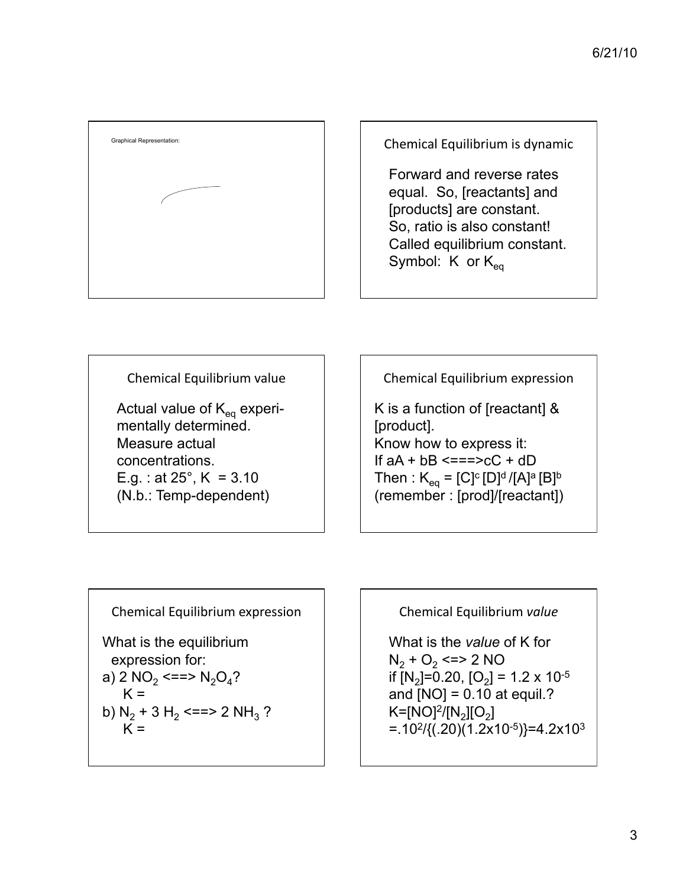Graphical Representation:

## Chemical Equilibrium is dynamic

Forward and reverse rates equal. So, [reactants] and [products] are constant.
So, ratio is also constant!
Called equilibrium constant.
Symbol: K or $K_{eq}$

## Chemical Equilibrium value

Actual value of $K_{eq}$ experimentally determined.
Measure actual concentrations.
E.g. : at 25°, K = 3.10
(N.b.: Temp-dependent)

## Chemical Equilibrium expression

K is a function of [reactant] & [product].
Know how to express it:
If aA + bB <===>cC + dD
Then : $K_{eq} = [C]^c [D]^d / [A]^a [B]^b$
(remember : [prod]/[reactant])

## Chemical Equilibrium expression

What is the equilibrium expression for:

a) $2\ NO_2$ <==> $N_2O_4$?
K =

b) $N_2 + 3\ H_2$ <==> $2\ NH_3$ ?
K =

## Chemical Equilibrium *value*

What is the *value* of K for
$N_2 + O_2$ <=> 2 NO
if $[N_2]$=0.20, $[O_2] = 1.2 \times 10^{-5}$
and [NO] = 0.10 at equil.?
$K=[NO]^2/[N_2][O_2]$
$=.10^2/\{(.20)(1.2\times10^{-5})\}=4.2\times10^3$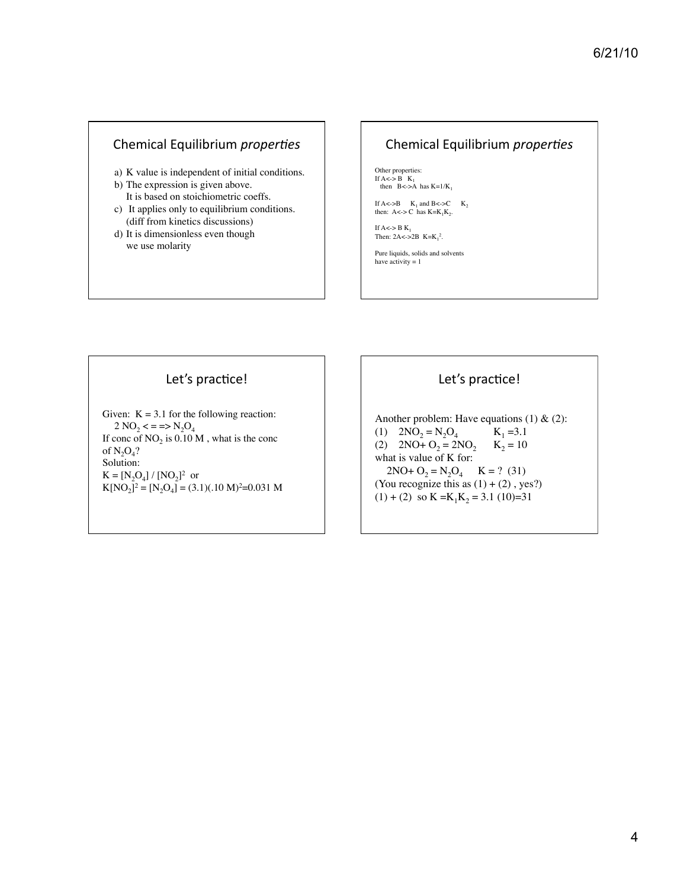## Chemical Equilibrium *properties*

a) K value is independent of initial conditions.
b) The expression is given above.
   It is based on stoichiometric coeffs.
c) It applies only to equilibrium conditions.
   (diff from kinetics discussions)
d) It is dimensionless even though
   we use molarity

## Chemical Equilibrium *properties*

Other properties:
If A<-> B $K_1$
then B<->A has $K=1/K_1$

If A<->B $K_1$ and B<->C $K_2$
then: A<-> C has $K=K_1K_2$.

If A<-> B $K_1$
Then: 2A<->2B $K=K_1^2$.

Pure liquids, solids and solvents
have activity = 1

## Let's practice!

Given: K = 3.1 for the following reaction:
$2\ NO_2 <==> N_2O_4$
If conc of $NO_2$ is 0.10 M , what is the conc of $N_2O_4$?
Solution:
$K = [N_2O_4] / [NO_2]^2$ or
$K[NO_2]^2 = [N_2O_4] = (3.1)(.10\ M)^2 = 0.031\ M$

## Let's practice!

Another problem: Have equations (1) & (2):
(1) $2NO_2 = N_2O_4$ $K_1 = 3.1$
(2) $2NO + O_2 = 2NO_2$ $K_2 = 10$
what is value of K for:
$2NO + O_2 = N_2O_4$ K = ? (31)
(You recognize this as (1) + (2) , yes?)
(1) + (2) so $K = K_1K_2 = 3.1\ (10) = 31$